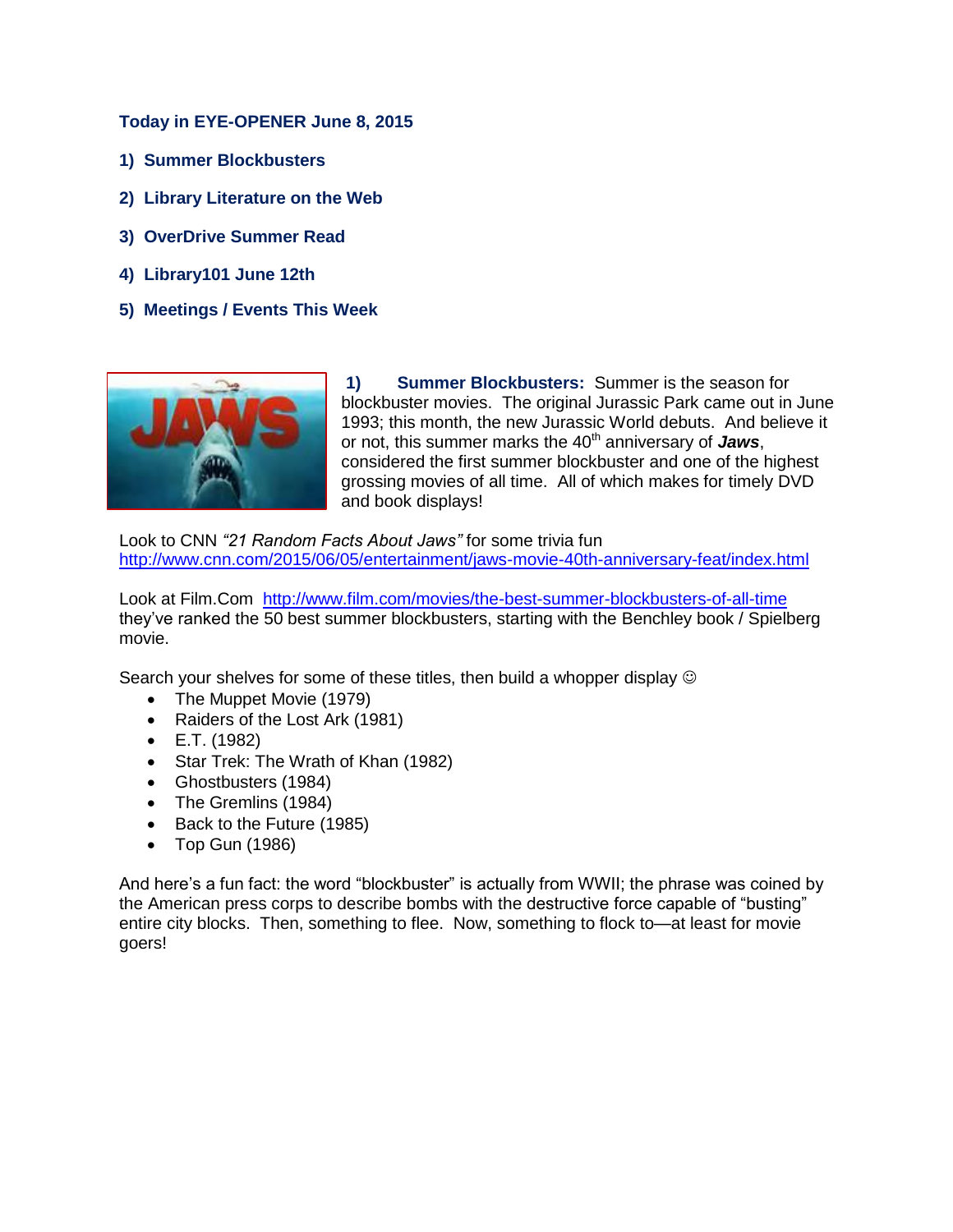**Today in EYE-OPENER June 8, 2015**

1) **Summer Blockbusters**

2) **Library Literature on the Web**

3) **OverDrive Summer Read**

4) **Library101 June 12th**

5) **Meetings / Events This Week**

**1) Summer Blockbusters:** Summer is the season for blockbuster movies. The original Jurassic Park came out in June 1993; this month, the new Jurassic World debuts. And believe it or not, this summer marks the 40th anniversary of ***Jaws***, considered the first summer blockbuster and one of the highest grossing movies of all time. All of which makes for timely DVD and book displays!

Look to CNN *"21 Random Facts About Jaws"* for some trivia fun
http://www.cnn.com/2015/06/05/entertainment/jaws-movie-40th-anniversary-feat/index.html

Look at Film.Com http://www.film.com/movies/the-best-summer-blockbusters-of-all-time they've ranked the 50 best summer blockbusters, starting with the Benchley book / Spielberg movie.

Search your shelves for some of these titles, then build a whopper display ☺

- The Muppet Movie (1979)
- Raiders of the Lost Ark (1981)
- E.T. (1982)
- Star Trek: The Wrath of Khan (1982)
- Ghostbusters (1984)
- The Gremlins (1984)
- Back to the Future (1985)
- Top Gun (1986)

And here's a fun fact: the word "blockbuster" is actually from WWII; the phrase was coined by the American press corps to describe bombs with the destructive force capable of "busting" entire city blocks. Then, something to flee. Now, something to flock to—at least for movie goers!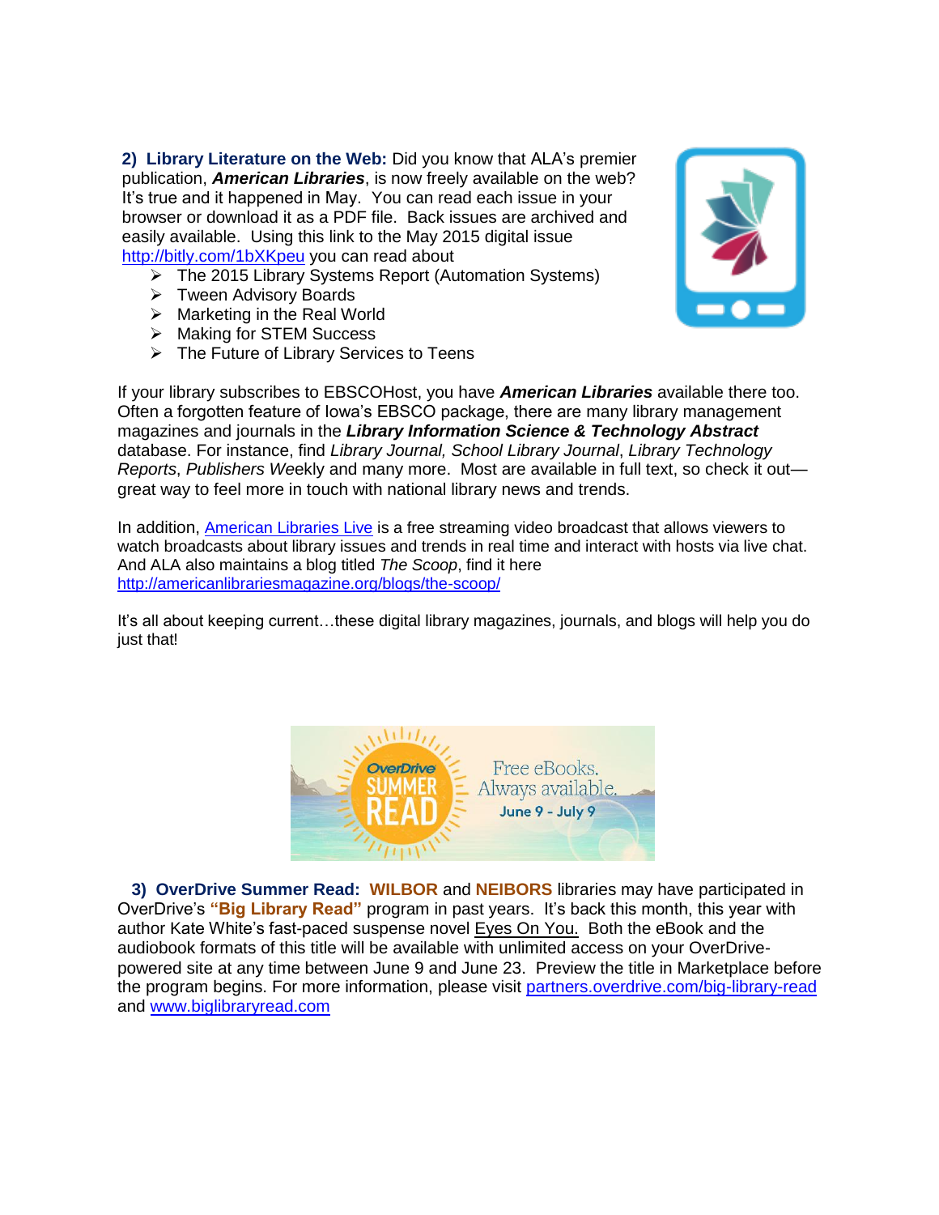**2) Library Literature on the Web:** Did you know that ALA's premier publication, ***American Libraries***, is now freely available on the web? It's true and it happened in May. You can read each issue in your browser or download it as a PDF file. Back issues are archived and easily available. Using this link to the May 2015 digital issue http://bitly.com/1bXKpeu you can read about

- The 2015 Library Systems Report (Automation Systems)
- Tween Advisory Boards
- Marketing in the Real World
- Making for STEM Success
- The Future of Library Services to Teens

If your library subscribes to EBSCOHost, you have ***American Libraries*** available there too. Often a forgotten feature of Iowa's EBSCO package, there are many library management magazines and journals in the ***Library Information Science & Technology Abstract*** database. For instance, find *Library Journal, School Library Journal*, *Library Technology Reports*, *Publishers We*ekly and many more. Most are available in full text, so check it out—great way to feel more in touch with national library news and trends.

In addition, American Libraries Live is a free streaming video broadcast that allows viewers to watch broadcasts about library issues and trends in real time and interact with hosts via live chat. And ALA also maintains a blog titled *The Scoop*, find it here http://americanlibrariesmagazine.org/blogs/the-scoop/

It's all about keeping current…these digital library magazines, journals, and blogs will help you do just that!

OverDrive SUMMER READ

Free eBooks. Always available.

June 9 - July 9

**3) OverDrive Summer Read:** **WILBOR** and **NEIBORS** libraries may have participated in OverDrive's **"Big Library Read"** program in past years. It's back this month, this year with author Kate White's fast-paced suspense novel Eyes On You. Both the eBook and the audiobook formats of this title will be available with unlimited access on your OverDrive-powered site at any time between June 9 and June 23. Preview the title in Marketplace before the program begins. For more information, please visit partners.overdrive.com/big-library-read and www.biglibraryread.com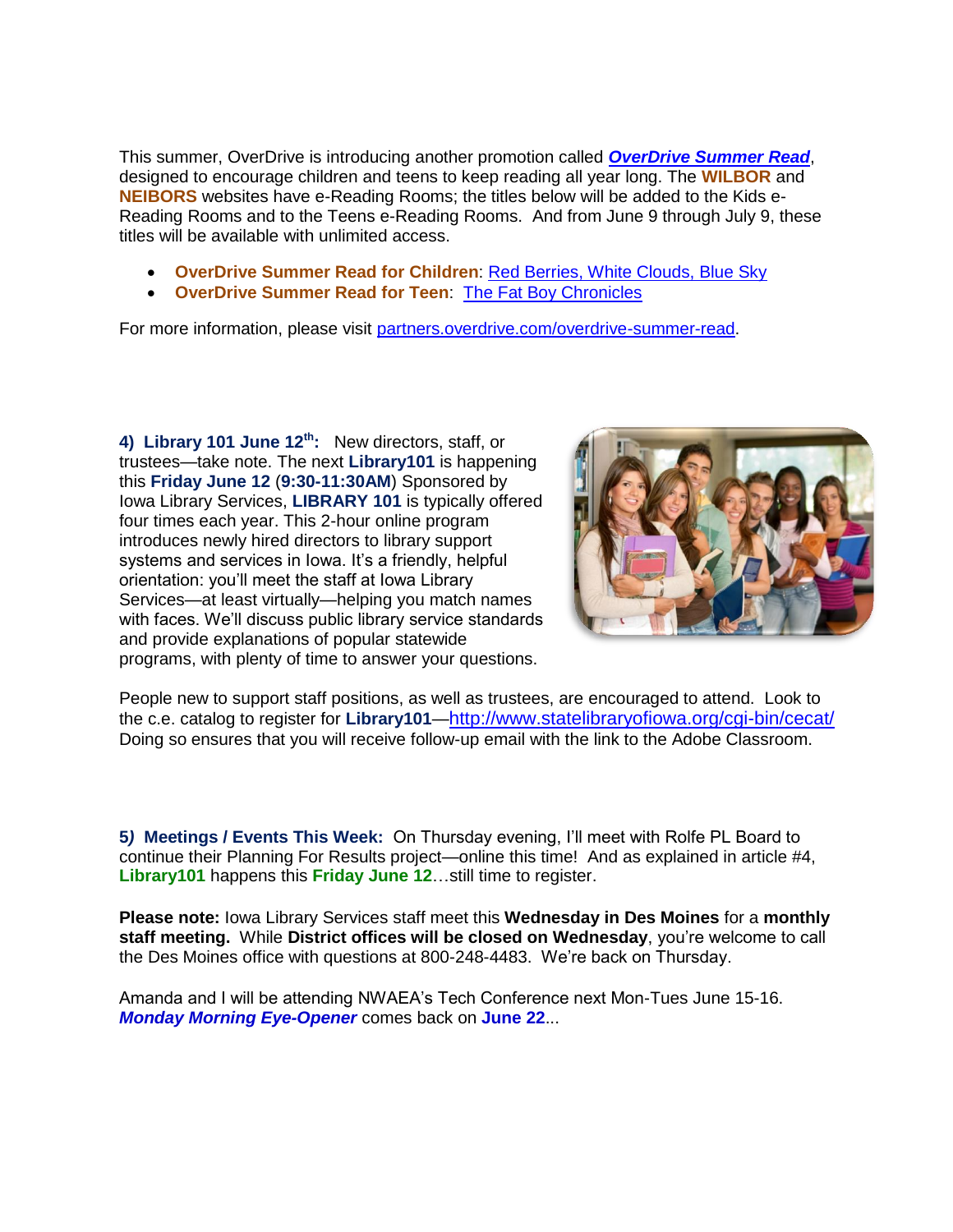This summer, OverDrive is introducing another promotion called ***OverDrive Summer Read***, designed to encourage children and teens to keep reading all year long. The **WILBOR** and **NEIBORS** websites have e-Reading Rooms; the titles below will be added to the Kids e-Reading Rooms and to the Teens e-Reading Rooms. And from June 9 through July 9, these titles will be available with unlimited access.

- **OverDrive Summer Read for Children**: Red Berries, White Clouds, Blue Sky
- **OverDrive Summer Read for Teen**: The Fat Boy Chronicles

For more information, please visit partners.overdrive.com/overdrive-summer-read.

**4) Library 101 June 12th:** New directors, staff, or trustees—take note. The next **Library101** is happening this **Friday June 12** (**9:30-11:30AM**) Sponsored by Iowa Library Services, **LIBRARY 101** is typically offered four times each year. This 2-hour online program introduces newly hired directors to library support systems and services in Iowa. It's a friendly, helpful orientation: you'll meet the staff at Iowa Library Services—at least virtually—helping you match names with faces. We'll discuss public library service standards and provide explanations of popular statewide programs, with plenty of time to answer your questions.

People new to support staff positions, as well as trustees, are encouraged to attend. Look to the c.e. catalog to register for **Library101**—http://www.statelibraryofiowa.org/cgi-bin/cecat/ Doing so ensures that you will receive follow-up email with the link to the Adobe Classroom.

**5) Meetings / Events This Week:** On Thursday evening, I'll meet with Rolfe PL Board to continue their Planning For Results project—online this time! And as explained in article #4, **Library101** happens this **Friday June 12**…still time to register.

**Please note:** Iowa Library Services staff meet this **Wednesday in Des Moines** for a **monthly staff meeting.** While **District offices will be closed on Wednesday**, you're welcome to call the Des Moines office with questions at 800-248-4483. We're back on Thursday.

Amanda and I will be attending NWAEA's Tech Conference next Mon-Tues June 15-16. ***Monday Morning Eye-Opener*** comes back on **June 22**...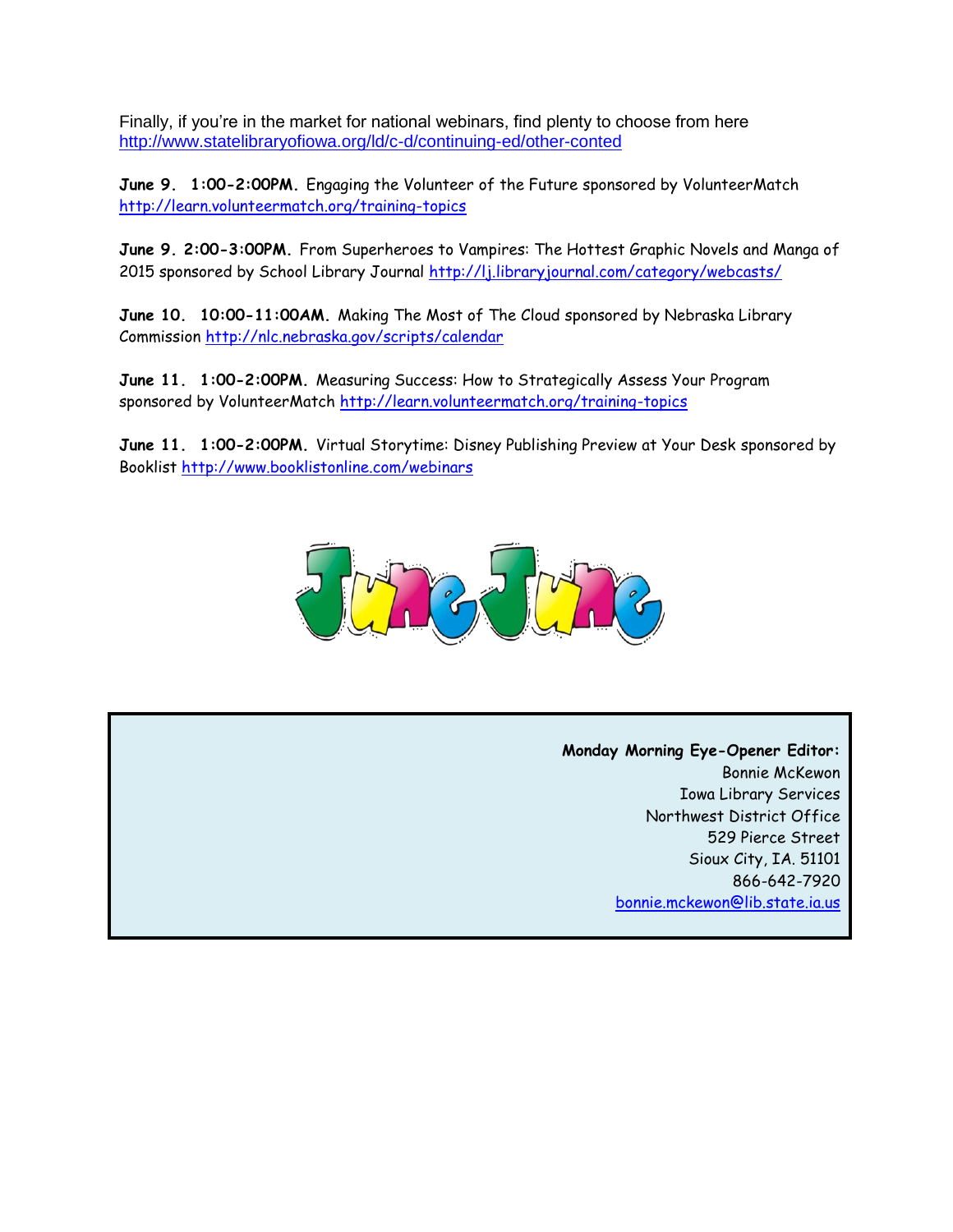Finally, if you're in the market for national webinars, find plenty to choose from here http://www.statelibraryofiowa.org/ld/c-d/continuing-ed/other-conted

**June 9. 1:00-2:00PM.** Engaging the Volunteer of the Future sponsored by VolunteerMatch http://learn.volunteermatch.org/training-topics

**June 9. 2:00-3:00PM.** From Superheroes to Vampires: The Hottest Graphic Novels and Manga of 2015 sponsored by School Library Journal http://lj.libraryjournal.com/category/webcasts/

**June 10. 10:00-11:00AM.** Making The Most of The Cloud sponsored by Nebraska Library Commission http://nlc.nebraska.gov/scripts/calendar

**June 11. 1:00-2:00PM.** Measuring Success: How to Strategically Assess Your Program sponsored by VolunteerMatch http://learn.volunteermatch.org/training-topics

**June 11. 1:00-2:00PM.** Virtual Storytime: Disney Publishing Preview at Your Desk sponsored by Booklist http://www.booklistonline.com/webinars

June June

**Monday Morning Eye-Opener Editor:**
Bonnie McKewon
Iowa Library Services
Northwest District Office
529 Pierce Street
Sioux City, IA. 51101
866-642-7920
bonnie.mckewon@lib.state.ia.us